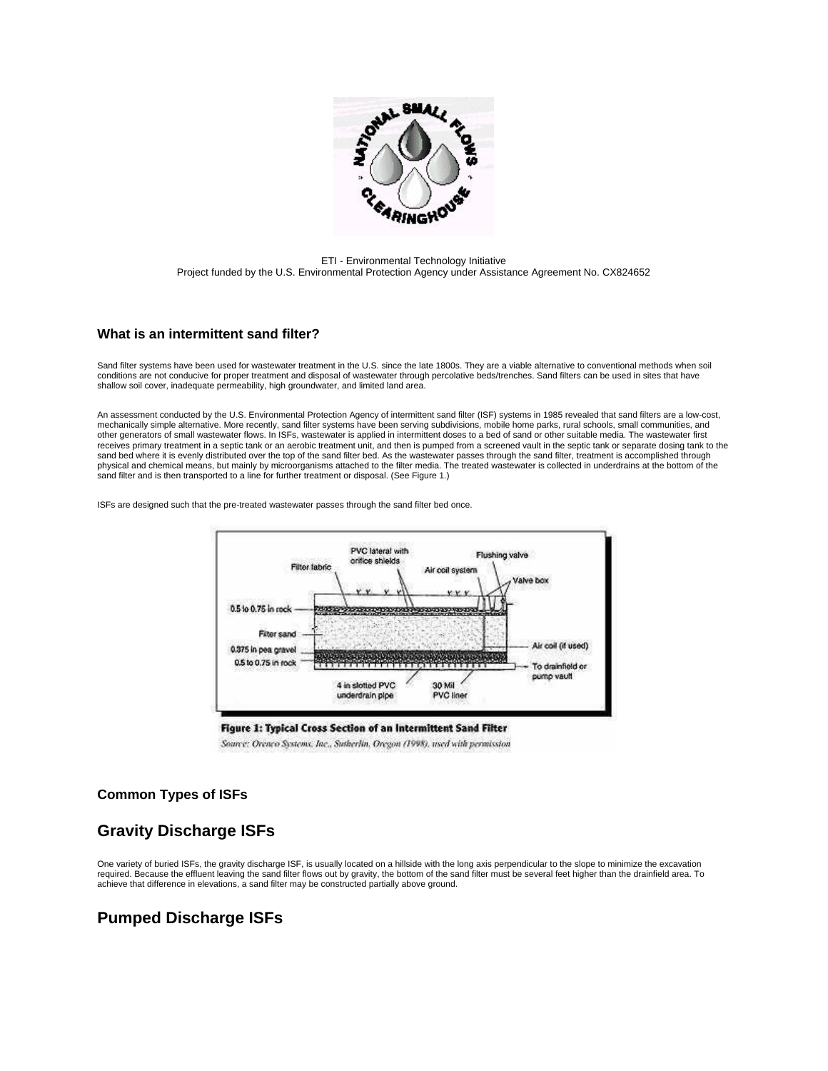ETI - Environmental Technology Initiative
Project funded by the U.S. Environmental Protection Agency under Assistance Agreement No. CX824652

### What is an intermittent sand filter?

Sand filter systems have been used for wastewater treatment in the U.S. since the late 1800s. They are a viable alternative to conventional methods when soil conditions are not conducive for proper treatment and disposal of wastewater through percolative beds/trenches. Sand filters can be used in sites that have shallow soil cover, inadequate permeability, high groundwater, and limited land area.

An assessment conducted by the U.S. Environmental Protection Agency of intermittent sand filter (ISF) systems in 1985 revealed that sand filters are a low-cost, mechanically simple alternative. More recently, sand filter systems have been serving subdivisions, mobile home parks, rural schools, small communities, and other generators of small wastewater flows. In ISFs, wastewater is applied in intermittent doses to a bed of sand or other suitable media. The wastewater first receives primary treatment in a septic tank or an aerobic treatment unit, and then is pumped from a screened vault in the septic tank or separate dosing tank to the sand bed where it is evenly distributed over the top of the sand filter bed. As the wastewater passes through the sand filter, treatment is accomplished through physical and chemical means, but mainly by microorganisms attached to the filter media. The treated wastewater is collected in underdrains at the bottom of the sand filter and is then transported to a line for further treatment or disposal. (See Figure 1.)

ISFs are designed such that the pre-treated wastewater passes through the sand filter bed once.

**Figure 1: Typical Cross Section of an Intermittent Sand Filter**

*Source: Orenco Systems, Inc., Sutherlin, Oregon (1998), used with permission*

### Common Types of ISFs

## Gravity Discharge ISFs

One variety of buried ISFs, the gravity discharge ISF, is usually located on a hillside with the long axis perpendicular to the slope to minimize the excavation required. Because the effluent leaving the sand filter flows out by gravity, the bottom of the sand filter must be several feet higher than the drainfield area. To achieve that difference in elevations, a sand filter may be constructed partially above ground.

## Pumped Discharge ISFs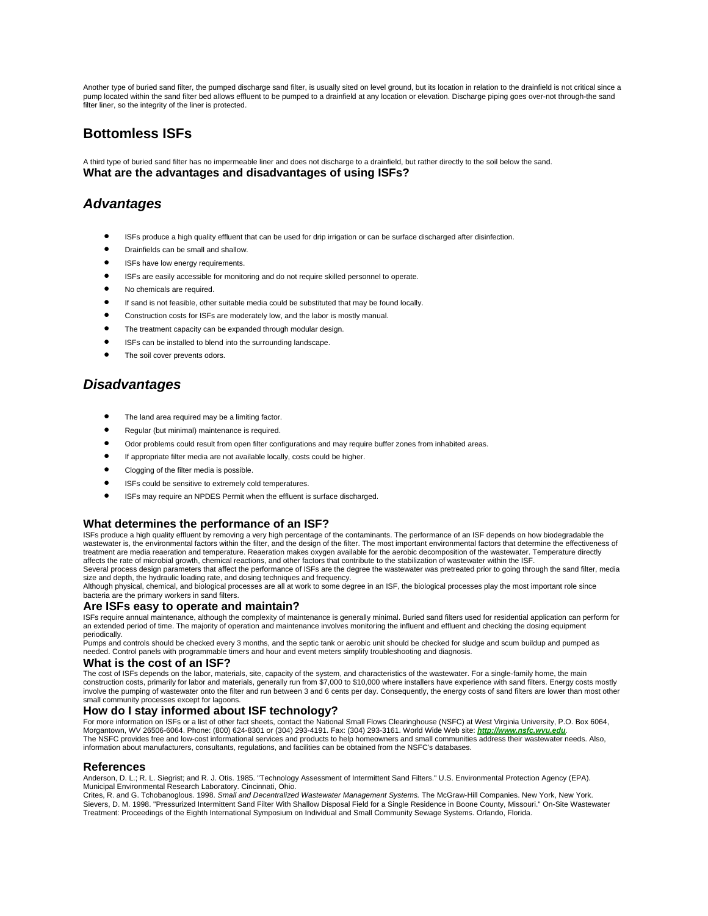Another type of buried sand filter, the pumped discharge sand filter, is usually sited on level ground, but its location in relation to the drainfield is not critical since a pump located within the sand filter bed allows effluent to be pumped to a drainfield at any location or elevation. Discharge piping goes over-not through-the sand filter liner, so the integrity of the liner is protected.

## Bottomless ISFs

A third type of buried sand filter has no impermeable liner and does not discharge to a drainfield, but rather directly to the soil below the sand.

### What are the advantages and disadvantages of using ISFs?

## *Advantages*

- ISFs produce a high quality effluent that can be used for drip irrigation or can be surface discharged after disinfection.
- Drainfields can be small and shallow.
- ISFs have low energy requirements.
- ISFs are easily accessible for monitoring and do not require skilled personnel to operate.
- No chemicals are required.
- If sand is not feasible, other suitable media could be substituted that may be found locally.
- Construction costs for ISFs are moderately low, and the labor is mostly manual.
- The treatment capacity can be expanded through modular design.
- ISFs can be installed to blend into the surrounding landscape.
- The soil cover prevents odors.

## *Disadvantages*

- The land area required may be a limiting factor.
- Regular (but minimal) maintenance is required.
- Odor problems could result from open filter configurations and may require buffer zones from inhabited areas.
- If appropriate filter media are not available locally, costs could be higher.
- Clogging of the filter media is possible.
- ISFs could be sensitive to extremely cold temperatures.
- ISFs may require an NPDES Permit when the effluent is surface discharged.

### What determines the performance of an ISF?

ISFs produce a high quality effluent by removing a very high percentage of the contaminants. The performance of an ISF depends on how biodegradable the wastewater is, the environmental factors within the filter, and the design of the filter. The most important environmental factors that determine the effectiveness of treatment are media reaeration and temperature. Reaeration makes oxygen available for the aerobic decomposition of the wastewater. Temperature directly affects the rate of microbial growth, chemical reactions, and other factors that contribute to the stabilization of wastewater within the ISF.

Several process design parameters that affect the performance of ISFs are the degree the wastewater was pretreated prior to going through the sand filter, media size and depth, the hydraulic loading rate, and dosing techniques and frequency.

Although physical, chemical, and biological processes are all at work to some degree in an ISF, the biological processes play the most important role since bacteria are the primary workers in sand filters.

### Are ISFs easy to operate and maintain?

ISFs require annual maintenance, although the complexity of maintenance is generally minimal. Buried sand filters used for residential application can perform for an extended period of time. The majority of operation and maintenance involves monitoring the influent and effluent and checking the dosing equipment periodically.

Pumps and controls should be checked every 3 months, and the septic tank or aerobic unit should be checked for sludge and scum buildup and pumped as needed. Control panels with programmable timers and hour and event meters simplify troubleshooting and diagnosis.

### What is the cost of an ISF?

The cost of ISFs depends on the labor, materials, site, capacity of the system, and characteristics of the wastewater. For a single-family home, the main construction costs, primarily for labor and materials, generally run from $7,000 to $10,000 where installers have experience with sand filters. Energy costs mostly involve the pumping of wastewater onto the filter and run between 3 and 6 cents per day. Consequently, the energy costs of sand filters are lower than most other small community processes except for lagoons.

### How do I stay informed about ISF technology?

For more information on ISFs or a list of other fact sheets, contact the National Small Flows Clearinghouse (NSFC) at West Virginia University, P.O. Box 6064, Morgantown, WV 26506-6064. Phone: (800) 624-8301 or (304) 293-4191. Fax: (304) 293-3161. World Wide Web site: ***http://www.nsfc.wvu.edu***.

The NSFC provides free and low-cost informational services and products to help homeowners and small communities address their wastewater needs. Also, information about manufacturers, consultants, regulations, and facilities can be obtained from the NSFC's databases.

### References

Anderson, D. L.; R. L. Siegrist; and R. J. Otis. 1985. "Technology Assessment of Intermittent Sand Filters." U.S. Environmental Protection Agency (EPA). Municipal Environmental Research Laboratory. Cincinnati, Ohio.

Crites, R. and G. Tchobanoglous. 1998. *Small and Decentralized Wastewater Management Systems.* The McGraw-Hill Companies. New York, New York.

Sievers, D. M. 1998. "Pressurized Intermittent Sand Filter With Shallow Disposal Field for a Single Residence in Boone County, Missouri." On-Site Wastewater Treatment: Proceedings of the Eighth International Symposium on Individual and Small Community Sewage Systems. Orlando, Florida.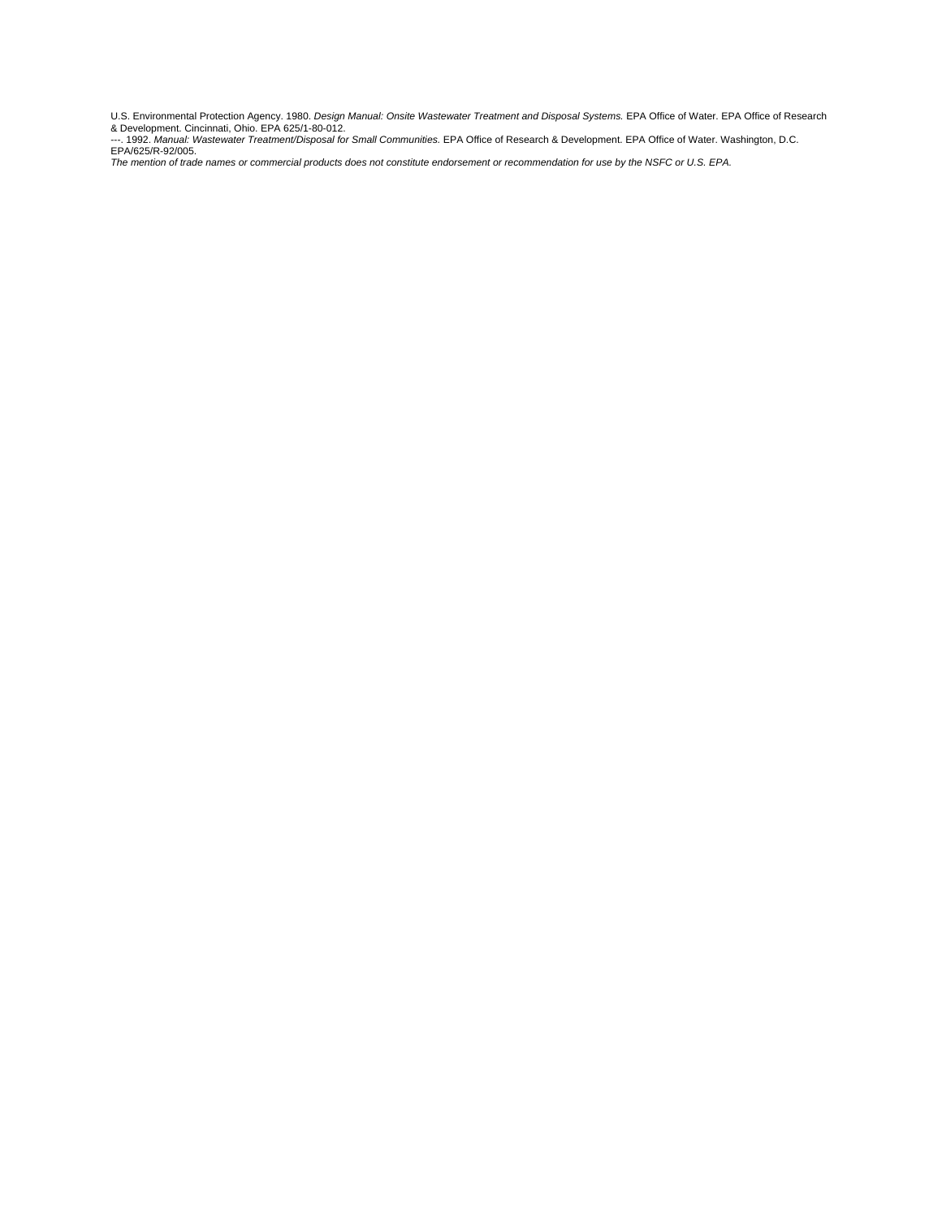U.S. Environmental Protection Agency. 1980. *Design Manual: Onsite Wastewater Treatment and Disposal Systems.* EPA Office of Water. EPA Office of Research & Development. Cincinnati, Ohio. EPA 625/1-80-012.

---. 1992. *Manual: Wastewater Treatment/Disposal for Small Communities.* EPA Office of Research & Development. EPA Office of Water. Washington, D.C. EPA/625/R-92/005.

*The mention of trade names or commercial products does not constitute endorsement or recommendation for use by the NSFC or U.S. EPA.*